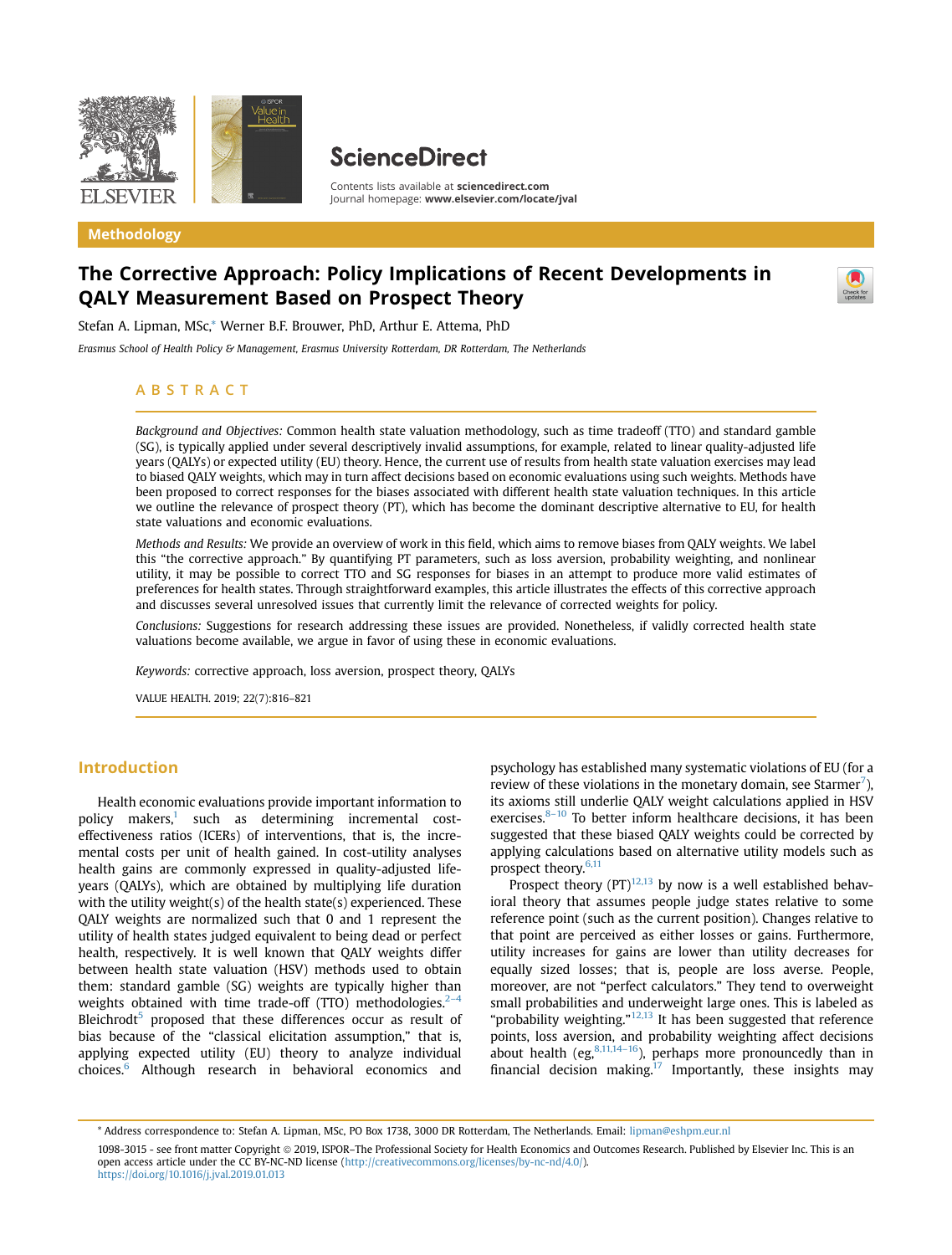Methodology

# The Corrective Approach: Policy Implications of Recent Developments in QALY Measurement Based on Prospect Theory

Stefan A. Lipman, MSc,* Werner B.F. Brouwer, PhD, Arthur E. Attema, PhD

*Erasmus School of Health Policy & Management, Erasmus University Rotterdam, DR Rotterdam, The Netherlands*

## ABSTRACT

*Background and Objectives:* Common health state valuation methodology, such as time tradeoff (TTO) and standard gamble (SG), is typically applied under several descriptively invalid assumptions, for example, related to linear quality-adjusted life years (QALYs) or expected utility (EU) theory. Hence, the current use of results from health state valuation exercises may lead to biased QALY weights, which may in turn affect decisions based on economic evaluations using such weights. Methods have been proposed to correct responses for the biases associated with different health state valuation techniques. In this article we outline the relevance of prospect theory (PT), which has become the dominant descriptive alternative to EU, for health state valuations and economic evaluations.

*Methods and Results:* We provide an overview of work in this field, which aims to remove biases from QALY weights. We label this "the corrective approach." By quantifying PT parameters, such as loss aversion, probability weighting, and nonlinear utility, it may be possible to correct TTO and SG responses for biases in an attempt to produce more valid estimates of preferences for health states. Through straightforward examples, this article illustrates the effects of this corrective approach and discusses several unresolved issues that currently limit the relevance of corrected weights for policy.

*Conclusions:* Suggestions for research addressing these issues are provided. Nonetheless, if validly corrected health state valuations become available, we argue in favor of using these in economic evaluations.

*Keywords:* corrective approach, loss aversion, prospect theory, QALYs

VALUE HEALTH. 2019; 22(7):816–821

## Introduction

Health economic evaluations provide important information to policy makers,[1] such as determining incremental cost-effectiveness ratios (ICERs) of interventions, that is, the incremental costs per unit of health gained. In cost-utility analyses health gains are commonly expressed in quality-adjusted life-years (QALYs), which are obtained by multiplying life duration with the utility weight(s) of the health state(s) experienced. These QALY weights are normalized such that 0 and 1 represent the utility of health states judged equivalent to being dead or perfect health, respectively. It is well known that QALY weights differ between health state valuation (HSV) methods used to obtain them: standard gamble (SG) weights are typically higher than weights obtained with time trade-off (TTO) methodologies.[2–4] Bleichrodt[5] proposed that these differences occur as result of bias because of the "classical elicitation assumption," that is, applying expected utility (EU) theory to analyze individual choices.[6] Although research in behavioral economics and psychology has established many systematic violations of EU (for a review of these violations in the monetary domain, see Starmer[7]), its axioms still underlie QALY weight calculations applied in HSV exercises.[8–10] To better inform healthcare decisions, it has been suggested that these biased QALY weights could be corrected by applying calculations based on alternative utility models such as prospect theory.[6,11]

Prospect theory (PT)[12,13] by now is a well established behavioral theory that assumes people judge states relative to some reference point (such as the current position). Changes relative to that point are perceived as either losses or gains. Furthermore, utility increases for gains are lower than utility decreases for equally sized losses; that is, people are loss averse. People, moreover, are not "perfect calculators." They tend to overweight small probabilities and underweight large ones. This is labeled as "probability weighting."[12,13] It has been suggested that reference points, loss aversion, and probability weighting affect decisions about health (eg,[8,11,14–16]), perhaps more pronouncedly than in financial decision making.[17] Importantly, these insights may

* Address correspondence to: Stefan A. Lipman, MSc, PO Box 1738, 3000 DR Rotterdam, The Netherlands. Email: lipman@eshpm.eur.nl

1098-3015 - see front matter Copyright © 2019, ISPOR–The Professional Society for Health Economics and Outcomes Research. Published by Elsevier Inc. This is an open access article under the CC BY-NC-ND license (http://creativecommons.org/licenses/by-nc-nd/4.0/).
https://doi.org/10.1016/j.jval.2019.01.013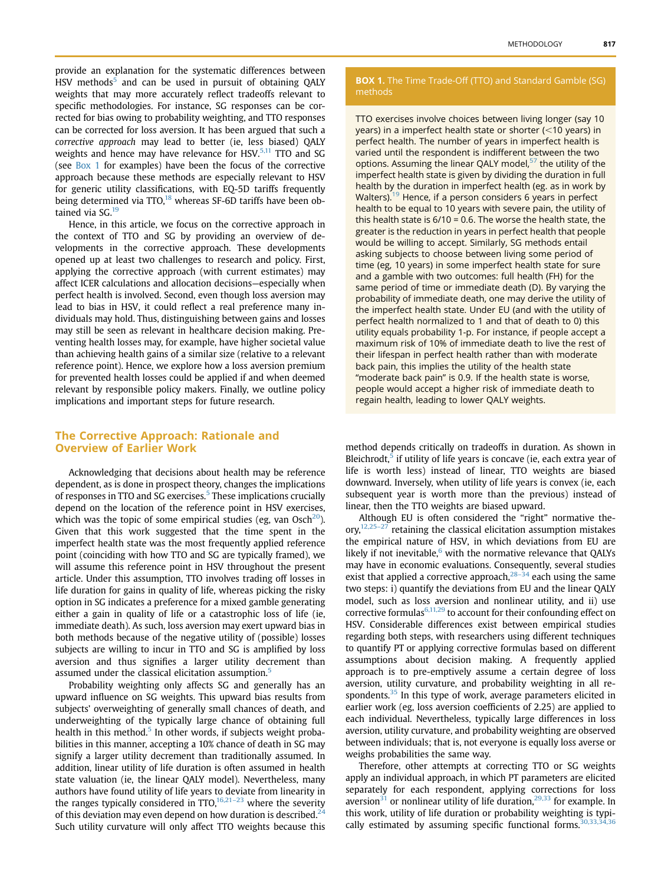provide an explanation for the systematic differences between HSV methods[5] and can be used in pursuit of obtaining QALY weights that may more accurately reflect tradeoffs relevant to specific methodologies. For instance, SG responses can be corrected for bias owing to probability weighting, and TTO responses can be corrected for loss aversion. It has been argued that such a *corrective approach* may lead to better (ie, less biased) QALY weights and hence may have relevance for HSV.[5,11] TTO and SG (see Box 1 for examples) have been the focus of the corrective approach because these methods are especially relevant to HSV for generic utility classifications, with EQ-5D tariffs frequently being determined via TTO,[18] whereas SF-6D tariffs have been obtained via SG.[19]

Hence, in this article, we focus on the corrective approach in the context of TTO and SG by providing an overview of developments in the corrective approach. These developments opened up at least two challenges to research and policy. First, applying the corrective approach (with current estimates) may affect ICER calculations and allocation decisions—especially when perfect health is involved. Second, even though loss aversion may lead to bias in HSV, it could reflect a real preference many individuals may hold. Thus, distinguishing between gains and losses may still be seen as relevant in healthcare decision making. Preventing health losses may, for example, have higher societal value than achieving health gains of a similar size (relative to a relevant reference point). Hence, we explore how a loss aversion premium for prevented health losses could be applied if and when deemed relevant by responsible policy makers. Finally, we outline policy implications and important steps for future research.

**BOX 1.** The Time Trade-Off (TTO) and Standard Gamble (SG) methods

TTO exercises involve choices between living longer (say 10 years) in a imperfect health state or shorter (<10 years) in perfect health. The number of years in imperfect health is varied until the respondent is indifferent between the two options. Assuming the linear QALY model,[57] the utility of the imperfect health state is given by dividing the duration in full health by the duration in imperfect health (eg. as in work by Walters).[19] Hence, if a person considers 6 years in perfect health to be equal to 10 years with severe pain, the utility of this health state is 6/10 = 0.6. The worse the health state, the greater is the reduction in years in perfect health that people would be willing to accept. Similarly, SG methods entail asking subjects to choose between living some period of time (eg, 10 years) in some imperfect health state for sure and a gamble with two outcomes: full health (FH) for the same period of time or immediate death (D). By varying the probability of immediate death, one may derive the utility of the imperfect health state. Under EU (and with the utility of perfect health normalized to 1 and that of death to 0) this utility equals probability 1-p. For instance, if people accept a maximum risk of 10% of immediate death to live the rest of their lifespan in perfect health rather than with moderate back pain, this implies the utility of the health state "moderate back pain" is 0.9. If the health state is worse, people would accept a higher risk of immediate death to regain health, leading to lower QALY weights.

## The Corrective Approach: Rationale and Overview of Earlier Work

Acknowledging that decisions about health may be reference dependent, as is done in prospect theory, changes the implications of responses in TTO and SG exercises.[5] These implications crucially depend on the location of the reference point in HSV exercises, which was the topic of some empirical studies (eg, van Osch[20]). Given that this work suggested that the time spent in the imperfect health state was the most frequently applied reference point (coinciding with how TTO and SG are typically framed), we will assume this reference point in HSV throughout the present article. Under this assumption, TTO involves trading off losses in life duration for gains in quality of life, whereas picking the risky option in SG indicates a preference for a mixed gamble generating either a gain in quality of life or a catastrophic loss of life (ie, immediate death). As such, loss aversion may exert upward bias in both methods because of the negative utility of (possible) losses subjects are willing to incur in TTO and SG is amplified by loss aversion and thus signifies a larger utility decrement than assumed under the classical elicitation assumption.[5]

Probability weighting only affects SG and generally has an upward influence on SG weights. This upward bias results from subjects' overweighting of generally small chances of death, and underweighting of the typically large chance of obtaining full health in this method.[5] In other words, if subjects weight probabilities in this manner, accepting a 10% chance of death in SG may signify a larger utility decrement than traditionally assumed. In addition, linear utility of life duration is often assumed in health state valuation (ie, the linear QALY model). Nevertheless, many authors have found utility of life years to deviate from linearity in the ranges typically considered in TTO,[16,21–23] where the severity of this deviation may even depend on how duration is described.[24] Such utility curvature will only affect TTO weights because this method depends critically on tradeoffs in duration. As shown in Bleichrodt,[5] if utility of life years is concave (ie, each extra year of life is worth less) instead of linear, TTO weights are biased downward. Inversely, when utility of life years is convex (ie, each subsequent year is worth more than the previous) instead of linear, then the TTO weights are biased upward.

Although EU is often considered the "right" normative theory,[12,25–27] retaining the classical elicitation assumption mistakes the empirical nature of HSV, in which deviations from EU are likely if not inevitable,[6] with the normative relevance that QALYs may have in economic evaluations. Consequently, several studies exist that applied a corrective approach,[28–34] each using the same two steps: i) quantify the deviations from EU and the linear QALY model, such as loss aversion and nonlinear utility, and ii) use corrective formulas[6,11,29] to account for their confounding effect on HSV. Considerable differences exist between empirical studies regarding both steps, with researchers using different techniques to quantify PT or applying corrective formulas based on different assumptions about decision making. A frequently applied approach is to pre-emptively assume a certain degree of loss aversion, utility curvature, and probability weighting in all respondents.[35] In this type of work, average parameters elicited in earlier work (eg, loss aversion coefficients of 2.25) are applied to each individual. Nevertheless, typically large differences in loss aversion, utility curvature, and probability weighting are observed between individuals; that is, not everyone is equally loss averse or weighs probabilities the same way.

Therefore, other attempts at correcting TTO or SG weights apply an individual approach, in which PT parameters are elicited separately for each respondent, applying corrections for loss aversion[31] or nonlinear utility of life duration,[29,33] for example. In this work, utility of life duration or probability weighting is typically estimated by assuming specific functional forms.[30,33,34,36]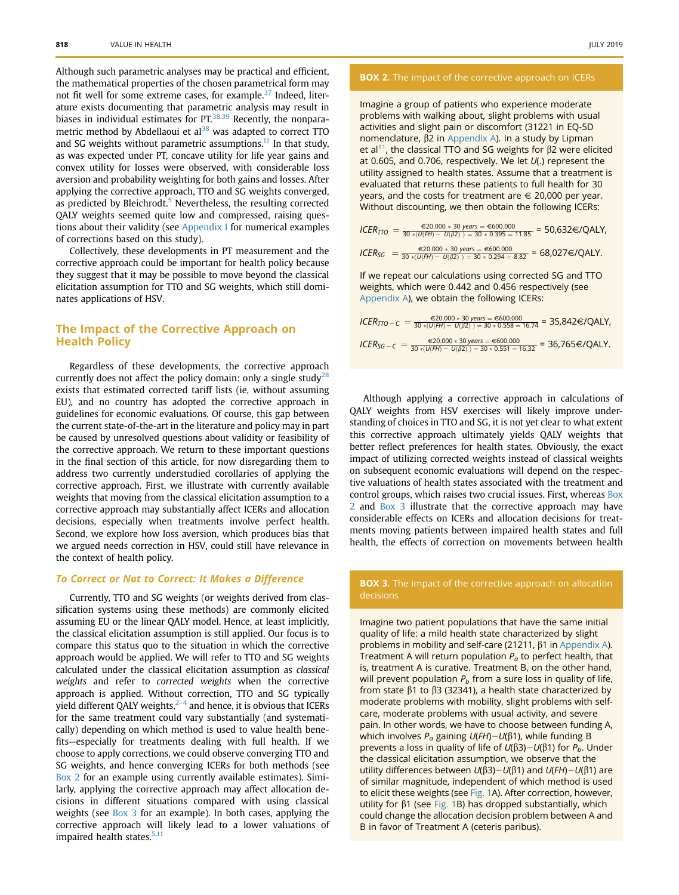Although such parametric analyses may be practical and efficient, the mathematical properties of the chosen parametrical form may not fit well for some extreme cases, for example.[37] Indeed, literature exists documenting that parametric analysis may result in biases in individual estimates for PT.[38,39] Recently, the nonparametric method by Abdellaoui et al[38] was adapted to correct TTO and SG weights without parametric assumptions.[11] In that study, as was expected under PT, concave utility for life year gains and convex utility for losses were observed, with considerable loss aversion and probability weighting for both gains and losses. After applying the corrective approach, TTO and SG weights converged, as predicted by Bleichrodt.[5] Nevertheless, the resulting corrected QALY weights seemed quite low and compressed, raising questions about their validity (see Appendix I for numerical examples of corrections based on this study).

Collectively, these developments in PT measurement and the corrective approach could be important for health policy because they suggest that it may be possible to move beyond the classical elicitation assumption for TTO and SG weights, which still dominates applications of HSV.

## The Impact of the Corrective Approach on Health Policy

Regardless of these developments, the corrective approach currently does not affect the policy domain: only a single study[28] exists that estimated corrected tariff lists (ie, without assuming EU), and no country has adopted the corrective approach in guidelines for economic evaluations. Of course, this gap between the current state-of-the-art in the literature and policy may in part be caused by unresolved questions about validity or feasibility of the corrective approach. We return to these important questions in the final section of this article, for now disregarding them to address two currently understudied corollaries of applying the corrective approach. First, we illustrate with currently available weights that moving from the classical elicitation assumption to a corrective approach may substantially affect ICERs and allocation decisions, especially when treatments involve perfect health. Second, we explore how loss aversion, which produces bias that we argued needs correction in HSV, could still have relevance in the context of health policy.

### *To Correct or Not to Correct: It Makes a Difference*

Currently, TTO and SG weights (or weights derived from classification systems using these methods) are commonly elicited assuming EU or the linear QALY model. Hence, at least implicitly, the classical elicitation assumption is still applied. Our focus is to compare this status quo to the situation in which the corrective approach would be applied. We will refer to TTO and SG weights calculated under the classical elicitation assumption as *classical weights* and refer to *corrected weights* when the corrective approach is applied. Without correction, TTO and SG typically yield different QALY weights,[2–4] and hence, it is obvious that ICERs for the same treatment could vary substantially (and systematically) depending on which method is used to value health benefits—especially for treatments dealing with full health. If we choose to apply corrections, we could observe converging TTO and SG weights, and hence converging ICERs for both methods (see Box 2 for an example using currently available estimates). Similarly, applying the corrective approach may affect allocation decisions in different situations compared with using classical weights (see Box 3 for an example). In both cases, applying the corrective approach will likely lead to a lower valuations of impaired health states.[5,11]

**BOX 2.** The impact of the corrective approach on ICERs

Imagine a group of patients who experience moderate problems with walking about, slight problems with usual activities and slight pain or discomfort (31221 in EQ-5D nomenclature, β2 in Appendix A). In a study by Lipman et al[11], the classical TTO and SG weights for β2 were elicited at 0.605, and 0.706, respectively. We let $U(.)$ represent the utility assigned to health states. Assume that a treatment is evaluated that returns these patients to full health for 30 years, and the costs for treatment are € 20,000 per year. Without discounting, we then obtain the following ICERs:

$$ICER_{TTO} = \frac{€20.000 * 30\ years = €600.000}{30 * (U(FH) - U(\beta 2)) = 30 * 0.395 = 11.85} = 50{,}632€/QALY,$$

$$ICER_{SG} = \frac{€20.000 * 30\ years = €600.000}{30 * (U(FH) - U(\beta 2)) = 30 * 0.294 = 8.82} = 68{,}027€/QALY.$$

If we repeat our calculations using corrected SG and TTO weights, which were 0.442 and 0.456 respectively (see Appendix A), we obtain the following ICERs:

$$ICER_{TTO-C} = \frac{€20.000 * 30\ years = €600.000}{30 * (U(FH) - U(\beta 2)) = 30 * 0.558 = 16.74} = 35{,}842€/QALY,$$

$$ICER_{SG-C} = \frac{€20.000 * 30\ years = €600.000}{30 * (U(FH) - U(\beta 2)) = 30 * 0.551 = 16.32} = 36{,}765€/QALY.$$

Although applying a corrective approach in calculations of QALY weights from HSV exercises will likely improve understanding of choices in TTO and SG, it is not yet clear to what extent this corrective approach ultimately yields QALY weights that better reflect preferences for health states. Obviously, the exact impact of utilizing corrected weights instead of classical weights on subsequent economic evaluations will depend on the respective valuations of health states associated with the treatment and control groups, which raises two crucial issues. First, whereas Box 2 and Box 3 illustrate that the corrective approach may have considerable effects on ICERs and allocation decisions for treatments moving patients between impaired health states and full health, the effects of correction on movements between health

**BOX 3.** The impact of the corrective approach on allocation decisions

Imagine two patient populations that have the same initial quality of life: a mild health state characterized by slight problems in mobility and self-care (21211, β1 in Appendix A). Treatment A will return population $P_a$ to perfect health, that is, treatment A is curative. Treatment B, on the other hand, will prevent population $P_b$ from a sure loss in quality of life, from state β1 to β3 (32341), a health state characterized by moderate problems with mobility, slight problems with self-care, moderate problems with usual activity, and severe pain. In other words, we have to choose between funding A, which involves $P_a$ gaining $U(FH)-U(\beta 1)$, while funding B prevents a loss in quality of life of $U(\beta 3)-U(\beta 1)$ for $P_b$. Under the classical elicitation assumption, we observe that the utility differences between $U(\beta 3)-U(\beta 1)$ and $U(FH)-U(\beta 1)$ are of similar magnitude, independent of which method is used to elicit these weights (see Fig. 1A). After correction, however, utility for β1 (see Fig. 1B) has dropped substantially, which could change the allocation decision problem between A and B in favor of Treatment A (ceteris paribus).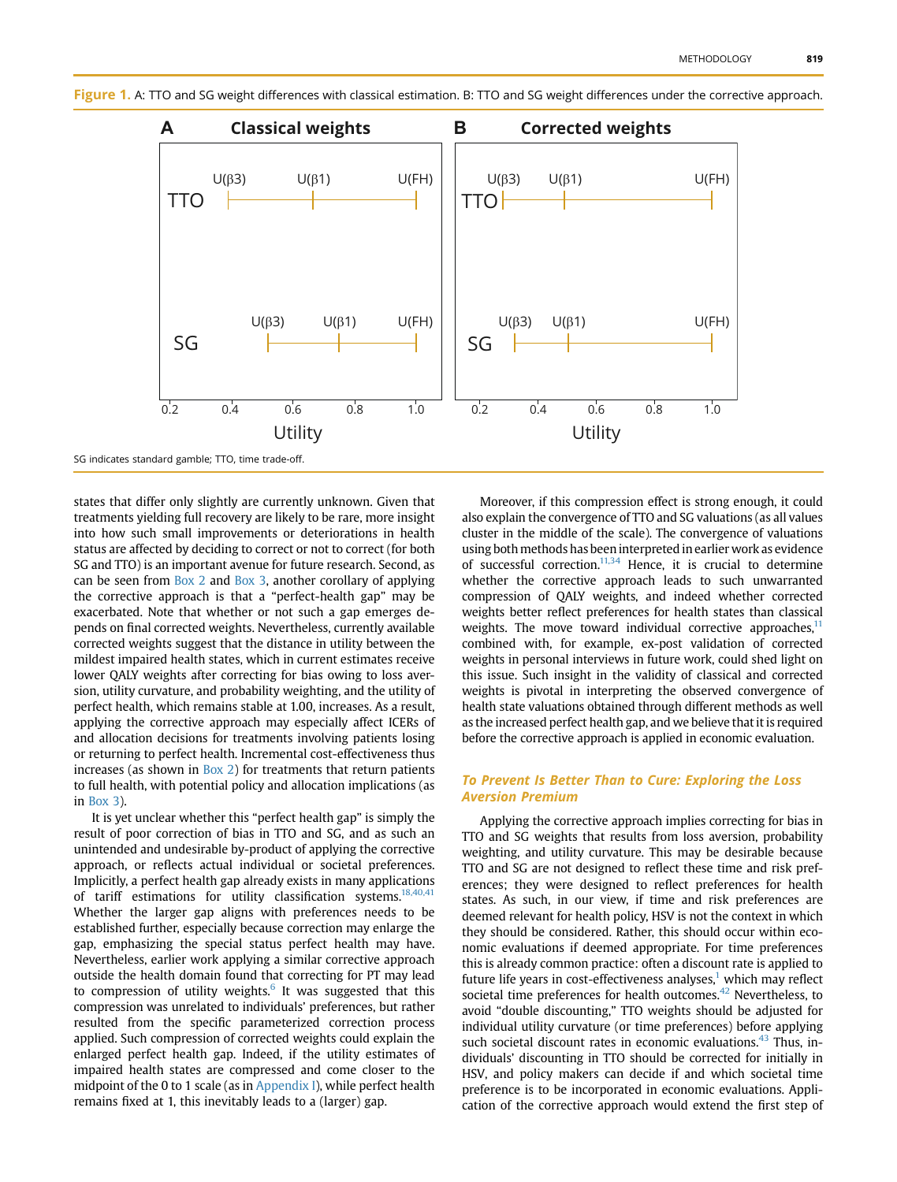**Figure 1.** A: TTO and SG weight differences with classical estimation. B: TTO and SG weight differences under the corrective approach.

SG indicates standard gamble; TTO, time trade-off.

states that differ only slightly are currently unknown. Given that treatments yielding full recovery are likely to be rare, more insight into how such small improvements or deteriorations in health status are affected by deciding to correct or not to correct (for both SG and TTO) is an important avenue for future research. Second, as can be seen from Box 2 and Box 3, another corollary of applying the corrective approach is that a "perfect-health gap" may be exacerbated. Note that whether or not such a gap emerges depends on final corrected weights. Nevertheless, currently available corrected weights suggest that the distance in utility between the mildest impaired health states, which in current estimates receive lower QALY weights after correcting for bias owing to loss aversion, utility curvature, and probability weighting, and the utility of perfect health, which remains stable at 1.00, increases. As a result, applying the corrective approach may especially affect ICERs of and allocation decisions for treatments involving patients losing or returning to perfect health. Incremental cost-effectiveness thus increases (as shown in Box 2) for treatments that return patients to full health, with potential policy and allocation implications (as in Box 3).

It is yet unclear whether this "perfect health gap" is simply the result of poor correction of bias in TTO and SG, and as such an unintended and undesirable by-product of applying the corrective approach, or reflects actual individual or societal preferences. Implicitly, a perfect health gap already exists in many applications of tariff estimations for utility classification systems.[18,40,41] Whether the larger gap aligns with preferences needs to be established further, especially because correction may enlarge the gap, emphasizing the special status perfect health may have. Nevertheless, earlier work applying a similar corrective approach outside the health domain found that correcting for PT may lead to compression of utility weights.[6] It was suggested that this compression was unrelated to individuals' preferences, but rather resulted from the specific parameterized correction process applied. Such compression of corrected weights could explain the enlarged perfect health gap. Indeed, if the utility estimates of impaired health states are compressed and come closer to the midpoint of the 0 to 1 scale (as in Appendix I), while perfect health remains fixed at 1, this inevitably leads to a (larger) gap.

Moreover, if this compression effect is strong enough, it could also explain the convergence of TTO and SG valuations (as all values cluster in the middle of the scale). The convergence of valuations using both methods has been interpreted in earlier work as evidence of successful correction.[11,34] Hence, it is crucial to determine whether the corrective approach leads to such unwarranted compression of QALY weights, and indeed whether corrected weights better reflect preferences for health states than classical weights. The move toward individual corrective approaches,[11] combined with, for example, ex-post validation of corrected weights in personal interviews in future work, could shed light on this issue. Such insight in the validity of classical and corrected weights is pivotal in interpreting the observed convergence of health state valuations obtained through different methods as well as the increased perfect health gap, and we believe that it is required before the corrective approach is applied in economic evaluation.

### *To Prevent Is Better Than to Cure: Exploring the Loss Aversion Premium*

Applying the corrective approach implies correcting for bias in TTO and SG weights that results from loss aversion, probability weighting, and utility curvature. This may be desirable because TTO and SG are not designed to reflect these time and risk preferences; they were designed to reflect preferences for health states. As such, in our view, if time and risk preferences are deemed relevant for health policy, HSV is not the context in which they should be considered. Rather, this should occur within economic evaluations if deemed appropriate. For time preferences this is already common practice: often a discount rate is applied to future life years in cost-effectiveness analyses,[1] which may reflect societal time preferences for health outcomes.[42] Nevertheless, to avoid "double discounting," TTO weights should be adjusted for individual utility curvature (or time preferences) before applying such societal discount rates in economic evaluations.[43] Thus, individuals' discounting in TTO should be corrected for initially in HSV, and policy makers can decide if and which societal time preference is to be incorporated in economic evaluations. Application of the corrective approach would extend the first step of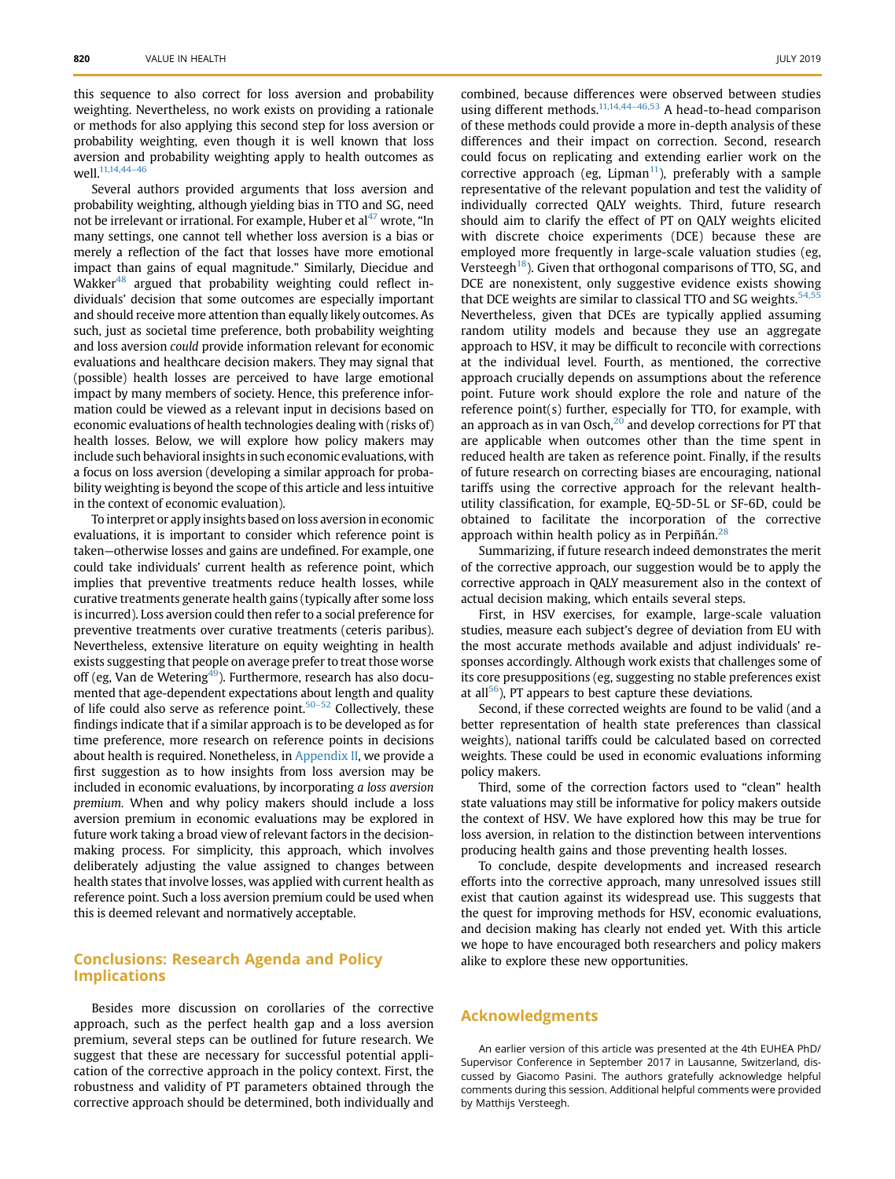this sequence to also correct for loss aversion and probability weighting. Nevertheless, no work exists on providing a rationale or methods for also applying this second step for loss aversion or probability weighting, even though it is well known that loss aversion and probability weighting apply to health outcomes as well.[11,14,44–46]

Several authors provided arguments that loss aversion and probability weighting, although yielding bias in TTO and SG, need not be irrelevant or irrational. For example, Huber et al[47] wrote, "In many settings, one cannot tell whether loss aversion is a bias or merely a reflection of the fact that losses have more emotional impact than gains of equal magnitude." Similarly, Diecidue and Wakker[48] argued that probability weighting could reflect individuals' decision that some outcomes are especially important and should receive more attention than equally likely outcomes. As such, just as societal time preference, both probability weighting and loss aversion *could* provide information relevant for economic evaluations and healthcare decision makers. They may signal that (possible) health losses are perceived to have large emotional impact by many members of society. Hence, this preference information could be viewed as a relevant input in decisions based on economic evaluations of health technologies dealing with (risks of) health losses. Below, we will explore how policy makers may include such behavioral insights in such economic evaluations, with a focus on loss aversion (developing a similar approach for probability weighting is beyond the scope of this article and less intuitive in the context of economic evaluation).

To interpret or apply insights based on loss aversion in economic evaluations, it is important to consider which reference point is taken—otherwise losses and gains are undefined. For example, one could take individuals' current health as reference point, which implies that preventive treatments reduce health losses, while curative treatments generate health gains (typically after some loss is incurred). Loss aversion could then refer to a social preference for preventive treatments over curative treatments (ceteris paribus). Nevertheless, extensive literature on equity weighting in health exists suggesting that people on average prefer to treat those worse off (eg, Van de Wetering[49]). Furthermore, research has also documented that age-dependent expectations about length and quality of life could also serve as reference point.[50–52] Collectively, these findings indicate that if a similar approach is to be developed as for time preference, more research on reference points in decisions about health is required. Nonetheless, in Appendix II, we provide a first suggestion as to how insights from loss aversion may be included in economic evaluations, by incorporating *a loss aversion premium*. When and why policy makers should include a loss aversion premium in economic evaluations may be explored in future work taking a broad view of relevant factors in the decision-making process. For simplicity, this approach, which involves deliberately adjusting the value assigned to changes between health states that involve losses, was applied with current health as reference point. Such a loss aversion premium could be used when this is deemed relevant and normatively acceptable.

## Conclusions: Research Agenda and Policy Implications

Besides more discussion on corollaries of the corrective approach, such as the perfect health gap and a loss aversion premium, several steps can be outlined for future research. We suggest that these are necessary for successful potential application of the corrective approach in the policy context. First, the robustness and validity of PT parameters obtained through the corrective approach should be determined, both individually and combined, because differences were observed between studies using different methods.[11,14,44–46,53] A head-to-head comparison of these methods could provide a more in-depth analysis of these differences and their impact on correction. Second, research could focus on replicating and extending earlier work on the corrective approach (eg, Lipman[11]), preferably with a sample representative of the relevant population and test the validity of individually corrected QALY weights. Third, future research should aim to clarify the effect of PT on QALY weights elicited with discrete choice experiments (DCE) because these are employed more frequently in large-scale valuation studies (eg, Versteegh[18]). Given that orthogonal comparisons of TTO, SG, and DCE are nonexistent, only suggestive evidence exists showing that DCE weights are similar to classical TTO and SG weights.[54,55] Nevertheless, given that DCEs are typically applied assuming random utility models and because they use an aggregate approach to HSV, it may be difficult to reconcile with corrections at the individual level. Fourth, as mentioned, the corrective approach crucially depends on assumptions about the reference point. Future work should explore the role and nature of the reference point(s) further, especially for TTO, for example, with an approach as in van Osch,[20] and develop corrections for PT that are applicable when outcomes other than the time spent in reduced health are taken as reference point. Finally, if the results of future research on correcting biases are encouraging, national tariffs using the corrective approach for the relevant health-utility classification, for example, EQ-5D-5L or SF-6D, could be obtained to facilitate the incorporation of the corrective approach within health policy as in Perpiñán.[28]

Summarizing, if future research indeed demonstrates the merit of the corrective approach, our suggestion would be to apply the corrective approach in QALY measurement also in the context of actual decision making, which entails several steps.

First, in HSV exercises, for example, large-scale valuation studies, measure each subject's degree of deviation from EU with the most accurate methods available and adjust individuals' responses accordingly. Although work exists that challenges some of its core presuppositions (eg, suggesting no stable preferences exist at all[56]), PT appears to best capture these deviations.

Second, if these corrected weights are found to be valid (and a better representation of health state preferences than classical weights), national tariffs could be calculated based on corrected weights. These could be used in economic evaluations informing policy makers.

Third, some of the correction factors used to "clean" health state valuations may still be informative for policy makers outside the context of HSV. We have explored how this may be true for loss aversion, in relation to the distinction between interventions producing health gains and those preventing health losses.

To conclude, despite developments and increased research efforts into the corrective approach, many unresolved issues still exist that caution against its widespread use. This suggests that the quest for improving methods for HSV, economic evaluations, and decision making has clearly not ended yet. With this article we hope to have encouraged both researchers and policy makers alike to explore these new opportunities.

## Acknowledgments

An earlier version of this article was presented at the 4th EUHEA PhD/Supervisor Conference in September 2017 in Lausanne, Switzerland, discussed by Giacomo Pasini. The authors gratefully acknowledge helpful comments during this session. Additional helpful comments were provided by Matthijs Versteegh.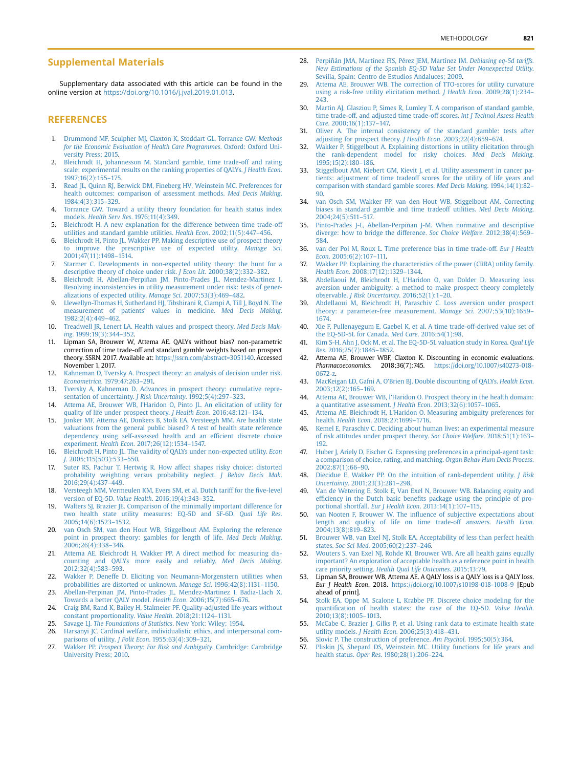## Supplemental Materials

Supplementary data associated with this article can be found in the online version at https://doi.org/10.1016/j.jval.2019.01.013.

## REFERENCES

1. Drummond MF, Sculpher MJ, Claxton K, Stoddart GL, Torrance GW. *Methods for the Economic Evaluation of Health Care Programmes*. Oxford: Oxford University Press; 2015.
2. Bleichrodt H, Johannesson M. Standard gamble, time trade-off and rating scale: experimental results on the ranking properties of QALYs. *J Health Econ*. 1997;16(2):155–175.
3. Read JL, Quinn RJ, Berwick DM, Fineberg HV, Weinstein MC. Preferences for health outcomes: comparison of assessment methods. *Med Decis Making*. 1984;4(3):315–329.
4. Torrance GW. Toward a utility theory foundation for health status index models. *Health Serv Res*. 1976;11(4):349.
5. Bleichrodt H. A new explanation for the difference between time trade-off utilities and standard gamble utilities. *Health Econ*. 2002;11(5):447–456.
6. Bleichrodt H, Pinto JL, Wakker PP. Making descriptive use of prospect theory to improve the prescriptive use of expected utility. *Manage Sci*. 2001;47(11):1498–1514.
7. Starmer C. Developments in non-expected utility theory: the hunt for a descriptive theory of choice under risk. *J Econ Lit*. 2000;38(2):332–382.
8. Bleichrodt H, Abellan-Perpiñan JM, Pinto-Prades JL, Mendez-Martinez I. Resolving inconsistencies in utility measurement under risk: tests of generalizations of expected utility. *Manage Sci*. 2007;53(3):469–482.
9. Llewellyn-Thomas H, Sutherland HJ, Tibshirani R, Ciampi A, Till J, Boyd N. The measurement of patients' values in medicine. *Med Decis Making*. 1982;2(4):449–462.
10. Treadwell JR, Lenert LA. Health values and prospect theory. *Med Decis Making*. 1999;19(3):344–352.
11. Lipman SA, Brouwer W, Attema AE. QALYs without bias? non-parametric correction of time trade-off and standard gamble weights based on prospect theory. SSRN. 2017. Available at: https://ssrn.com/abstract=3051140. Accessed November 1, 2017.
12. Kahneman D, Tversky A. Prospect theory: an analysis of decision under risk. *Econometrica*. 1979;47:263–291.
13. Tversky A, Kahneman D. Advances in prospect theory: cumulative representation of uncertainty. *J Risk Uncertainty*. 1992;5(4):297–323.
14. Attema AE, Brouwer WB, l'Haridon O, Pinto JL. An elicitation of utility for quality of life under prospect theory. *J Health Econ*. 2016;48:121–134.
15. Jonker MF, Attema AE, Donkers B, Stolk EA, Versteegh MM. Are health state valuations from the general public biased? A test of health state reference dependency using self-assessed health and an efficient discrete choice experiment. *Health Econ*. 2017;26(12):1534–1547.
16. Bleichrodt H, Pinto JL. The validity of QALYs under non-expected utility. *Econ J*. 2005;115(503):533–550.
17. Suter RS, Pachur T, Hertwig R. How affect shapes risky choice: distorted probability weighting versus probability neglect. *J Behav Decis Mak*. 2016;29(4):437–449.
18. Versteegh MM, Vermeulen KM, Evers SM, et al. Dutch tariff for the five-level version of EQ-5D. *Value Health*. 2016;19(4):343–352.
19. Walters SJ, Brazier JE. Comparison of the minimally important difference for two health state utility measures: EQ-5D and SF-6D. *Qual Life Res*. 2005;14(6):1523–1532.
20. van Osch SM, van den Hout WB, Stiggelbout AM. Exploring the reference point in prospect theory: gambles for length of life. *Med Decis Making*. 2006;26(4):338–346.
21. Attema AE, Bleichrodt H, Wakker PP. A direct method for measuring discounting and QALYs more easily and reliably. *Med Decis Making*. 2012;32(4):583–593.
22. Wakker P, Deneffe D. Eliciting von Neumann-Morgenstern utilities when probabilities are distorted or unknown. *Manage Sci*. 1996;42(8):1131–1150.
23. Abellan-Perpinan JM, Pinto-Prades JL, Mendez-Martinez I, Badia-Llach X. Towards a better QALY model. *Health Econ*. 2006;15(7):665–676.
24. Craig BM, Rand K, Bailey H, Stalmeier PF. Quality-adjusted life-years without constant proportionality. *Value Health*. 2018;21:1124–1131.
25. Savage LJ. *The Foundations of Statistics*. New York: Wiley; 1954.
26. Harsanyi JC. Cardinal welfare, individualistic ethics, and interpersonal comparisons of utility. *J Polit Econ*. 1955;63(4):309–321.
27. Wakker PP. *Prospect Theory: For Risk and Ambiguity*. Cambridge: Cambridge University Press; 2010.
28. Perpiñán JMA, Martínez FIS, Pérez JEM, Martínez IM. *Debiasing eq-5d tariffs. New Estimations of the Spanish EQ-5D Value Set Under Nonexpected Utility*. Sevilla, Spain: Centro de Estudios Andaluces; 2009.
29. Attema AE, Brouwer WB. The correction of TTO-scores for utility curvature using a risk-free utility elicitation method. *J Health Econ*. 2009;28(1):234–243.
30. Martin AJ, Glasziou P, Simes R, Lumley T. A comparison of standard gamble, time trade-off, and adjusted time trade-off scores. *Int J Technol Assess Health Care*. 2000;16(1):137–147.
31. Oliver A. The internal consistency of the standard gamble: tests after adjusting for prospect theory. *J Health Econ*. 2003;22(4):659–674.
32. Wakker P, Stiggelbout A. Explaining distortions in utility elicitation through the rank-dependent model for risky choices. *Med Decis Making*. 1995;15(2):180–186.
33. Stiggelbout AM, Kiebert GM, Kievit J, et al. Utility assessment in cancer patients: adjustment of time tradeoff scores for the utility of life years and comparison with standard gamble scores. *Med Decis Making*. 1994;14(1):82–90.
34. van Osch SM, Wakker PP, van den Hout WB, Stiggelbout AM. Correcting biases in standard gamble and time tradeoff utilities. *Med Decis Making*. 2004;24(5):511–517.
35. Pinto-Prades J-L, Abellan-Perpiñan J-M. When normative and descriptive diverge: how to bridge the difference. *Soc Choice Welfare*. 2012;38(4):569–584.
36. van der Pol M, Roux L. Time preference bias in time trade-off. *Eur J Health Econ*. 2005;6(2):107–111.
37. Wakker PP. Explaining the characteristics of the power (CRRA) utility family. *Health Econ*. 2008;17(12):1329–1344.
38. Abdellaoui M, Bleichrodt H, L'Haridon O, van Dolder D. Measuring loss aversion under ambiguity: a method to make prospect theory completely observable. *J Risk Uncertainty*. 2016;52(1):1–20.
39. Abdellaoui M, Bleichrodt H, Paraschiv C. Loss aversion under prospect theory: a parameter-free measurement. *Manage Sci*. 2007;53(10):1659–1674.
40. Xie F, Pullenayegum E, Gaebel K, et al. A time trade-off-derived value set of the EQ-5D-5L for Canada. *Med Care*. 2016;54(1):98.
41. Kim S-H, Ahn J, Ock M, et al. The EQ-5D-5L valuation study in Korea. *Qual Life Res*. 2016;25(7):1845–1852.
42. Attema AE, Brouwer WBF, Claxton K. Discounting in economic evaluations. *Pharmacoeconomics*. 2018;36(7):745. https://doi.org/10.1007/s40273-018-0672-z.
43. MacKeigan LD, Gafni A, O'Brien BJ. Double discounting of QALYs. *Health Econ*. 2003;12(2):165–169.
44. Attema AE, Brouwer WB, l'Haridon O. Prospect theory in the health domain: a quantitative assessment. *J Health Econ*. 2013;32(6):1057–1065.
45. Attema AE, Bleichrodt H, L'Haridon O. Measuring ambiguity preferences for health. *Health Econ*. 2018;27:1699–1716.
46. Kemel E, Paraschiv C. Deciding about human lives: an experimental measure of risk attitudes under prospect theory. *Soc Choice Welfare*. 2018;51(1):163–192.
47. Huber J, Ariely D, Fischer G. Expressing preferences in a principal-agent task: a comparison of choice, rating, and matching. *Organ Behav Hum Decis Process*. 2002;87(1):66–90.
48. Diecidue E, Wakker PP. On the intuition of rank-dependent utility. *J Risk Uncertainty*. 2001;23(3):281–298.
49. Van de Wetering E, Stolk E, Van Exel N, Brouwer WB. Balancing equity and efficiency in the Dutch basic benefits package using the principle of proportional shortfall. *Eur J Health Econ*. 2013;14(1):107–115.
50. van Nooten F, Brouwer W. The influence of subjective expectations about length and quality of life on time trade-off answers. *Health Econ*. 2004;13(8):819–823.
51. Brouwer WB, van Exel NJ, Stolk EA. Acceptability of less than perfect health states. *Soc Sci Med*. 2005;60(2):237–246.
52. Wouters S, van Exel NJ, Rohde KI, Brouwer WB. Are all health gains equally important? An exploration of acceptable health as a reference point in health care priority setting. *Health Qual Life Outcomes*. 2015;13:79.
53. Lipman SA, Brouwer WB, Attema AE. A QALY loss is a QALY loss is a QALY loss. *Eur J Health Econ*. 2018. https://doi.org/10.1007/s10198-018-1008-9 [Epub ahead of print].
54. Stolk EA, Oppe M, Scalone L, Krabbe PF. Discrete choice modeling for the quantification of health states: the case of the EQ-5D. *Value Health*. 2010;13(8):1005–1013.
55. McCabe C, Brazier J, Gilks P, et al. Using rank data to estimate health state utility models. *J Health Econ*. 2006;25(3):418–431.
56. Slovic P. The construction of preference. *Am Psychol*. 1995;50(5):364.
57. Pliskin JS, Shepard DS, Weinstein MC. Utility functions for life years and health status. *Oper Res*. 1980;28(1):206–224.